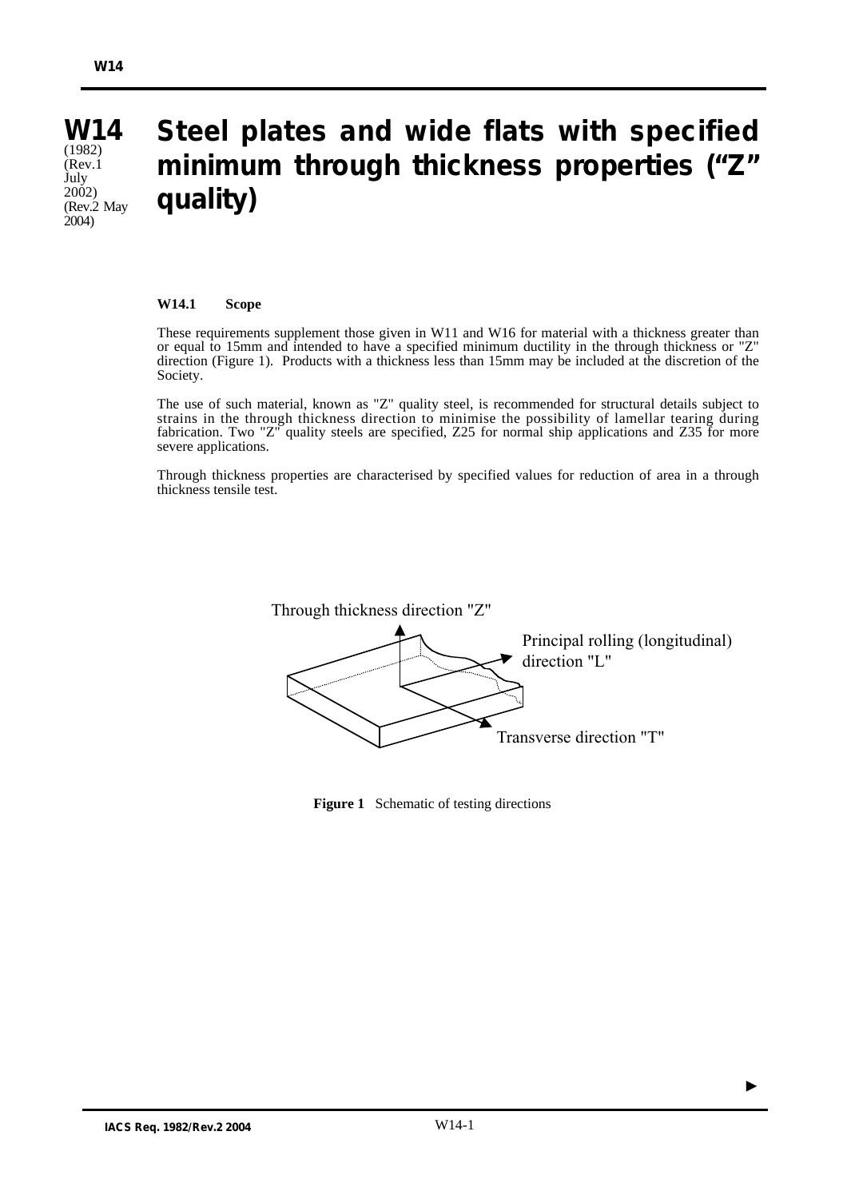# W14 (1982) (Rev.1 July 2002) (Rev.2 May 2004)

# Steel plates and wide flats with specified minimum through thickness properties ("Z" quality)

### W14.1 Scope

These requirements supplement those given in W11 and W16 for material with a thickness greater than or equal to 15mm and intended to have a specified minimum ductility in the through thickness or "Z" direction (Figure 1). Products with a thickness less than 15mm may be included at the discretion of the Society.

The use of such material, known as "Z" quality steel, is recommended for structural details subject to strains in the through thickness direction to minimise the possibility of lamellar tearing during fabrication. Two "Z" quality steels are specified, Z25 for normal ship applications and Z35 for more severe applications.

Through thickness properties are characterised by specified values for reduction of area in a through thickness tensile test.

Through thickness direction "Z"

Principal rolling (longitudinal) direction "L"

Transverse direction "T"

**Figure 1** Schematic of testing directions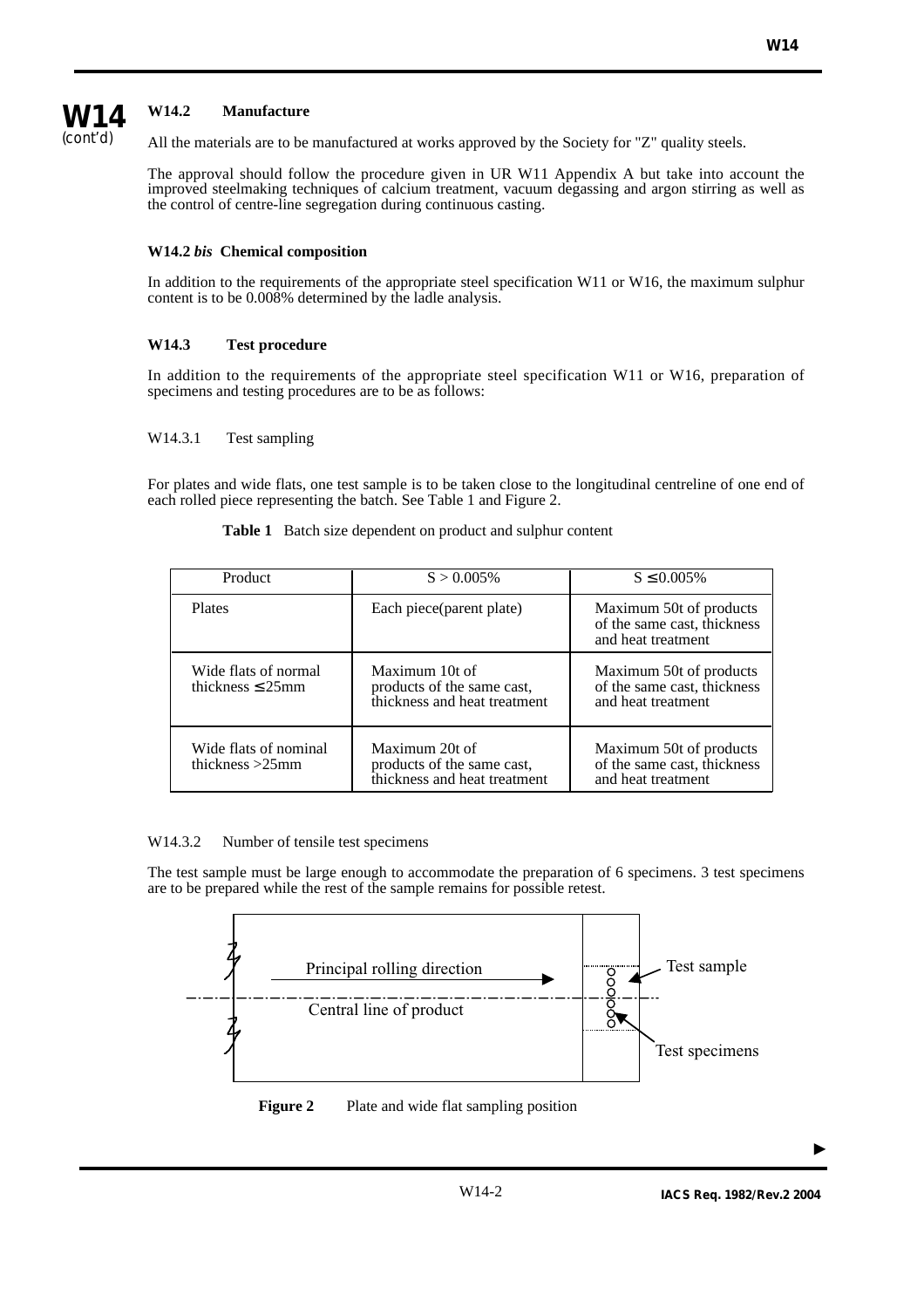## W14.2 Manufacture

All the materials are to be manufactured at works approved by the Society for "Z" quality steels.

The approval should follow the procedure given in UR W11 Appendix A but take into account the improved steelmaking techniques of calcium treatment, vacuum degassing and argon stirring as well as the control of centre-line segregation during continuous casting.

## W14.2 *bis* Chemical composition

In addition to the requirements of the appropriate steel specification W11 or W16, the maximum sulphur content is to be 0.008% determined by the ladle analysis.

## W14.3 Test procedure

In addition to the requirements of the appropriate steel specification W11 or W16, preparation of specimens and testing procedures are to be as follows:

### W14.3.1 Test sampling

For plates and wide flats, one test sample is to be taken close to the longitudinal centreline of one end of each rolled piece representing the batch. See Table 1 and Figure 2.

**Table 1** Batch size dependent on product and sulphur content

| Product | S > 0.005% | S ≤ 0.005% |
|---|---|---|
| Plates | Each piece(parent plate) | Maximum 50t of products of the same cast, thickness and heat treatment |
| Wide flats of normal thickness ≤ 25mm | Maximum 10t of products of the same cast, thickness and heat treatment | Maximum 50t of products of the same cast, thickness and heat treatment |
| Wide flats of nominal thickness >25mm | Maximum 20t of products of the same cast, thickness and heat treatment | Maximum 50t of products of the same cast, thickness and heat treatment |

### W14.3.2 Number of tensile test specimens

The test sample must be large enough to accommodate the preparation of 6 specimens. 3 test specimens are to be prepared while the rest of the sample remains for possible retest.

Principal rolling direction

Central line of product

Test sample

Test specimens

**Figure 2** Plate and wide flat sampling position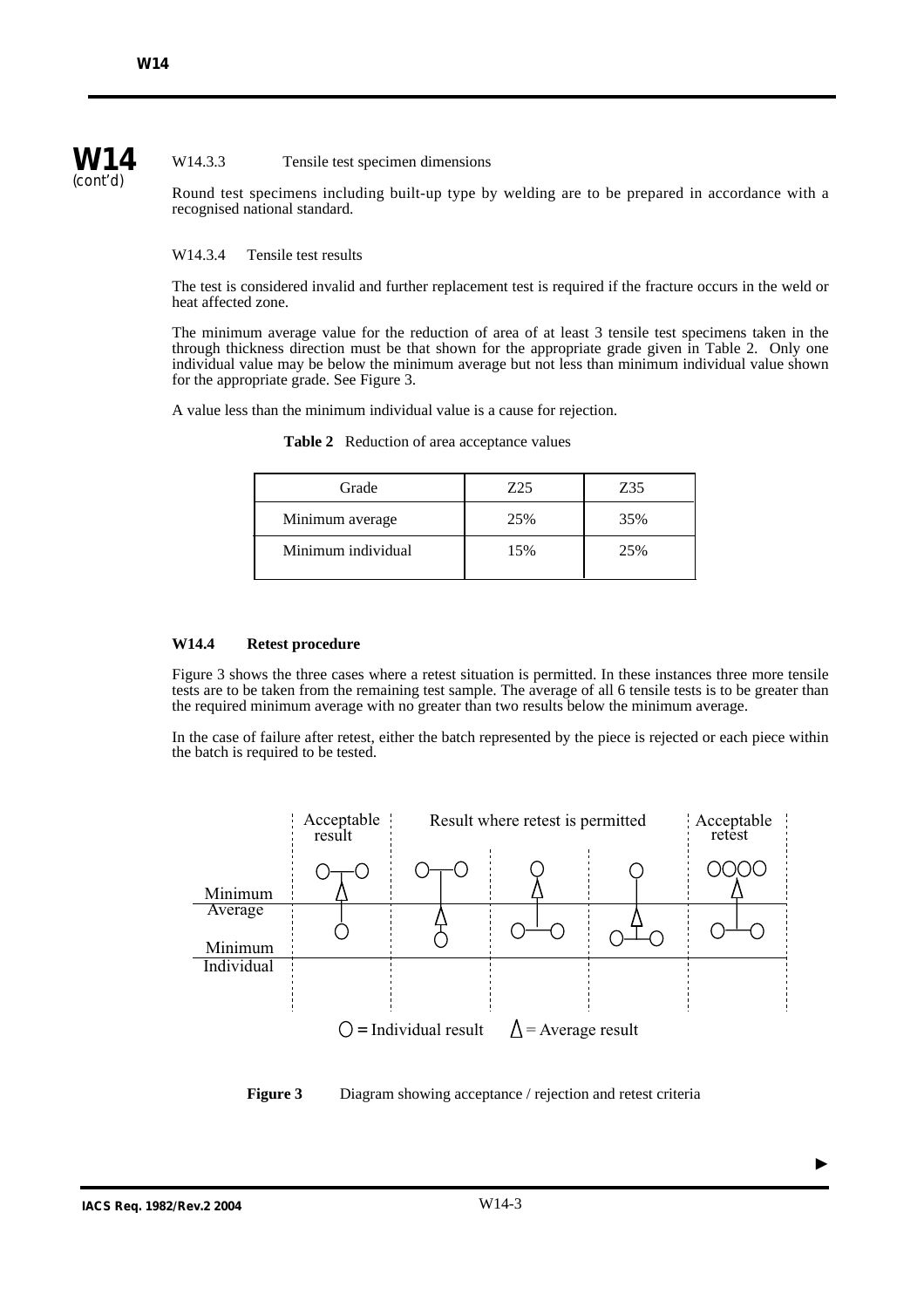W14.3.3 Tensile test specimen dimensions

Round test specimens including built-up type by welding are to be prepared in accordance with a recognised national standard.

W14.3.4 Tensile test results

The test is considered invalid and further replacement test is required if the fracture occurs in the weld or heat affected zone.

The minimum average value for the reduction of area of at least 3 tensile test specimens taken in the through thickness direction must be that shown for the appropriate grade given in Table 2. Only one individual value may be below the minimum average but not less than minimum individual value shown for the appropriate grade. See Figure 3.

A value less than the minimum individual value is a cause for rejection.

**Table 2** Reduction of area acceptance values

| Grade | Z25 | Z35 |
|---|---|---|
| Minimum average | 25% | 35% |
| Minimum individual | 15% | 25% |

### W14.4 Retest procedure

Figure 3 shows the three cases where a retest situation is permitted. In these instances three more tensile tests are to be taken from the remaining test sample. The average of all 6 tensile tests is to be greater than the required minimum average with no greater than two results below the minimum average.

In the case of failure after retest, either the batch represented by the piece is rejected or each piece within the batch is required to be tested.

**Figure 3** Diagram showing acceptance / rejection and retest criteria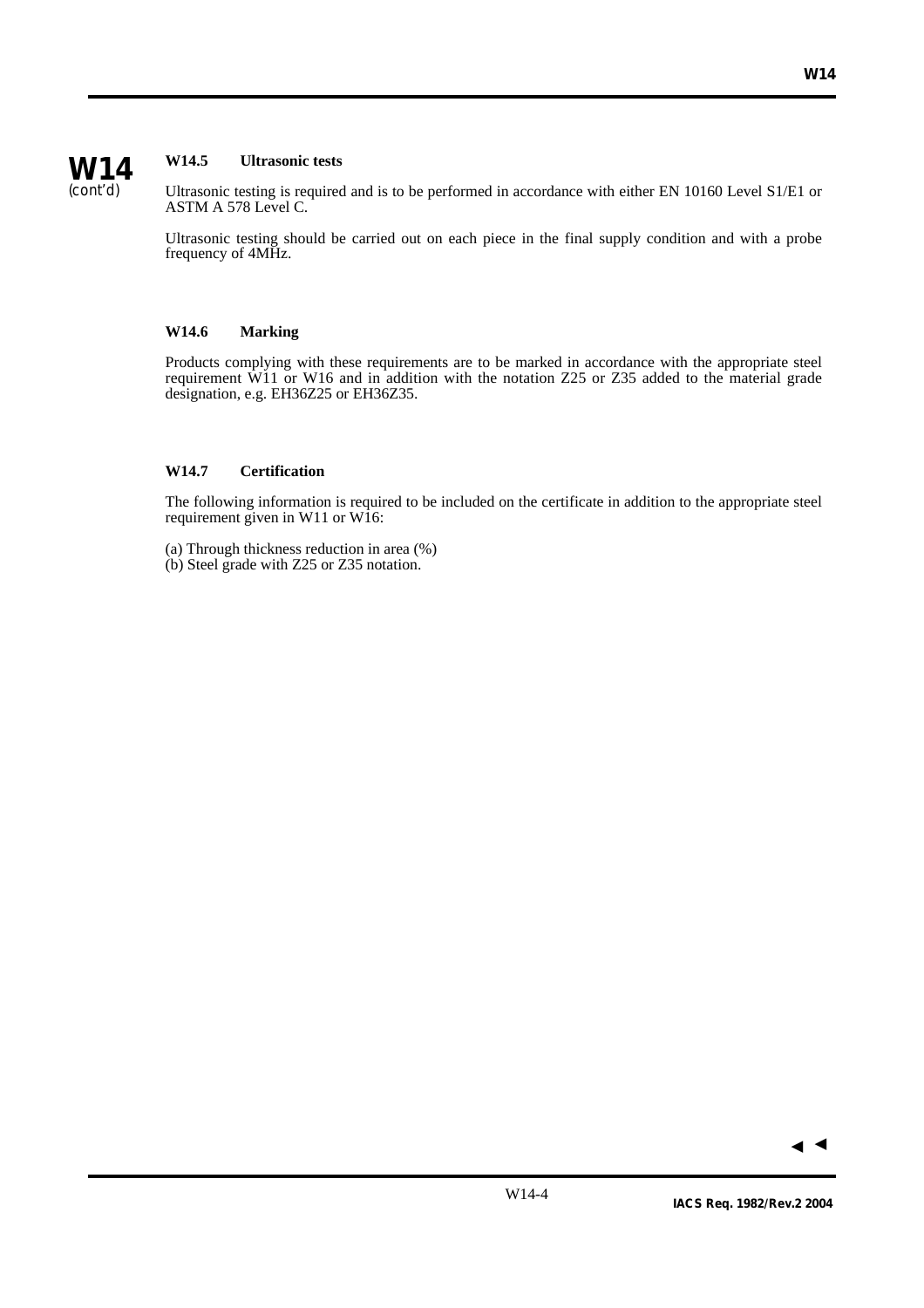### W14.5 Ultrasonic tests

Ultrasonic testing is required and is to be performed in accordance with either EN 10160 Level S1/E1 or ASTM A 578 Level C.

Ultrasonic testing should be carried out on each piece in the final supply condition and with a probe frequency of 4MHz.

### W14.6 Marking

Products complying with these requirements are to be marked in accordance with the appropriate steel requirement W11 or W16 and in addition with the notation Z25 or Z35 added to the material grade designation, e.g. EH36Z25 or EH36Z35.

### W14.7 Certification

The following information is required to be included on the certificate in addition to the appropriate steel requirement given in W11 or W16:

(a) Through thickness reduction in area (%)
(b) Steel grade with Z25 or Z35 notation.